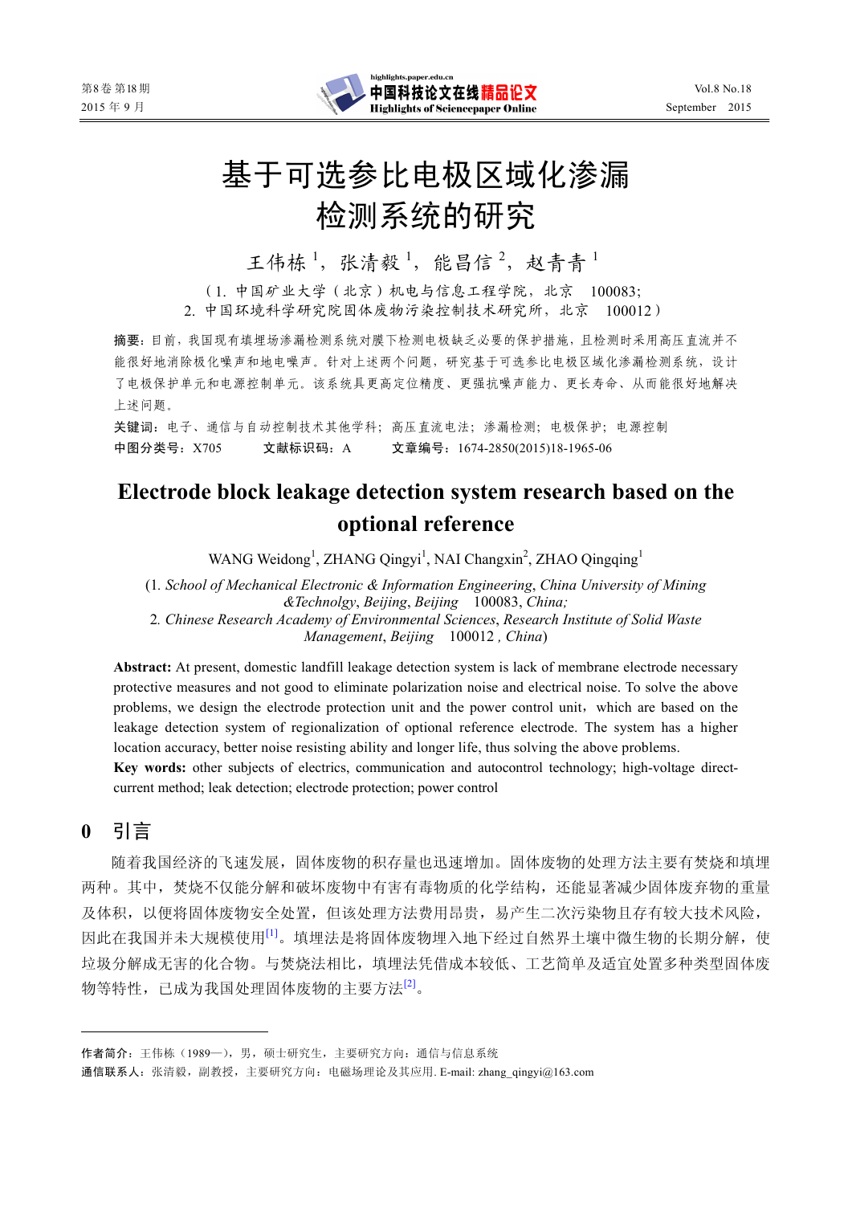# 基于可选参比电极区域化渗漏检测系统的研究

王伟栋 [1]，张清毅 [1]，能昌信 [2]，赵青青 [1]

（1. 中国矿业大学（北京）机电与信息工程学院，北京　100083;
2. 中国环境科学研究院固体废物污染控制技术研究所，北京　100012）

**摘要**：目前，我国现有填埋场渗漏检测系统对膜下检测电极缺乏必要的保护措施，且检测时采用高压直流并不能很好地消除极化噪声和地电噪声。针对上述两个问题，研究基于可选参比电极区域化渗漏检测系统，设计了电极保护单元和电源控制单元。该系统具更高定位精度、更强抗噪声能力、更长寿命、从而能很好地解决上述问题。

**关键词**：电子、通信与自动控制技术其他学科；高压直流电法；渗漏检测；电极保护；电源控制

**中图分类号**：X705　　　**文献标识码**：A　　　**文章编号**：1674-2850(2015)18-1965-06

# Electrode block leakage detection system research based on the optional reference

WANG Weidong[1], ZHANG Qingyi[1], NAI Changxin[2], ZHAO Qingqing[1]

(1. *School of Mechanical Electronic & Information Engineering*, *China University of Mining &Technolgy*, *Beijing*, *Beijing*　100083, *China;*
2. *Chinese Research Academy of Environmental Sciences*, *Research Institute of Solid Waste Management*, *Beijing*　100012 , *China*)

**Abstract:** At present, domestic landfill leakage detection system is lack of membrane electrode necessary protective measures and not good to eliminate polarization noise and electrical noise. To solve the above problems, we design the electrode protection unit and the power control unit，which are based on the leakage detection system of regionalization of optional reference electrode. The system has a higher location accuracy, better noise resisting ability and longer life, thus solving the above problems.

**Key words:** other subjects of electrics, communication and autocontrol technology; high-voltage direct-current method; leak detection; electrode protection; power control

## 0　引言

随着我国经济的飞速发展，固体废物的积存量也迅速增加。固体废物的处理方法主要有焚烧和填埋两种。其中，焚烧不仅能分解和破坏废物中有害有毒物质的化学结构，还能显著减少固体废弃物的重量及体积，以便将固体废物安全处置，但该处理方法费用昂贵，易产生二次污染物且存有较大技术风险，因此在我国并未大规模使用[1]。填埋法是将固体废物埋入地下经过自然界土壤中微生物的长期分解，使垃圾分解成无害的化合物。与焚烧法相比，填埋法凭借成本较低、工艺简单及适宜处置多种类型固体废物等特性，已成为我国处理固体废物的主要方法[2]。

---

**作者简介**：王伟栋（1989—），男，硕士研究生，主要研究方向：通信与信息系统

**通信联系人**：张清毅，副教授，主要研究方向：电磁场理论及其应用. E-mail: zhang_qingyi@163.com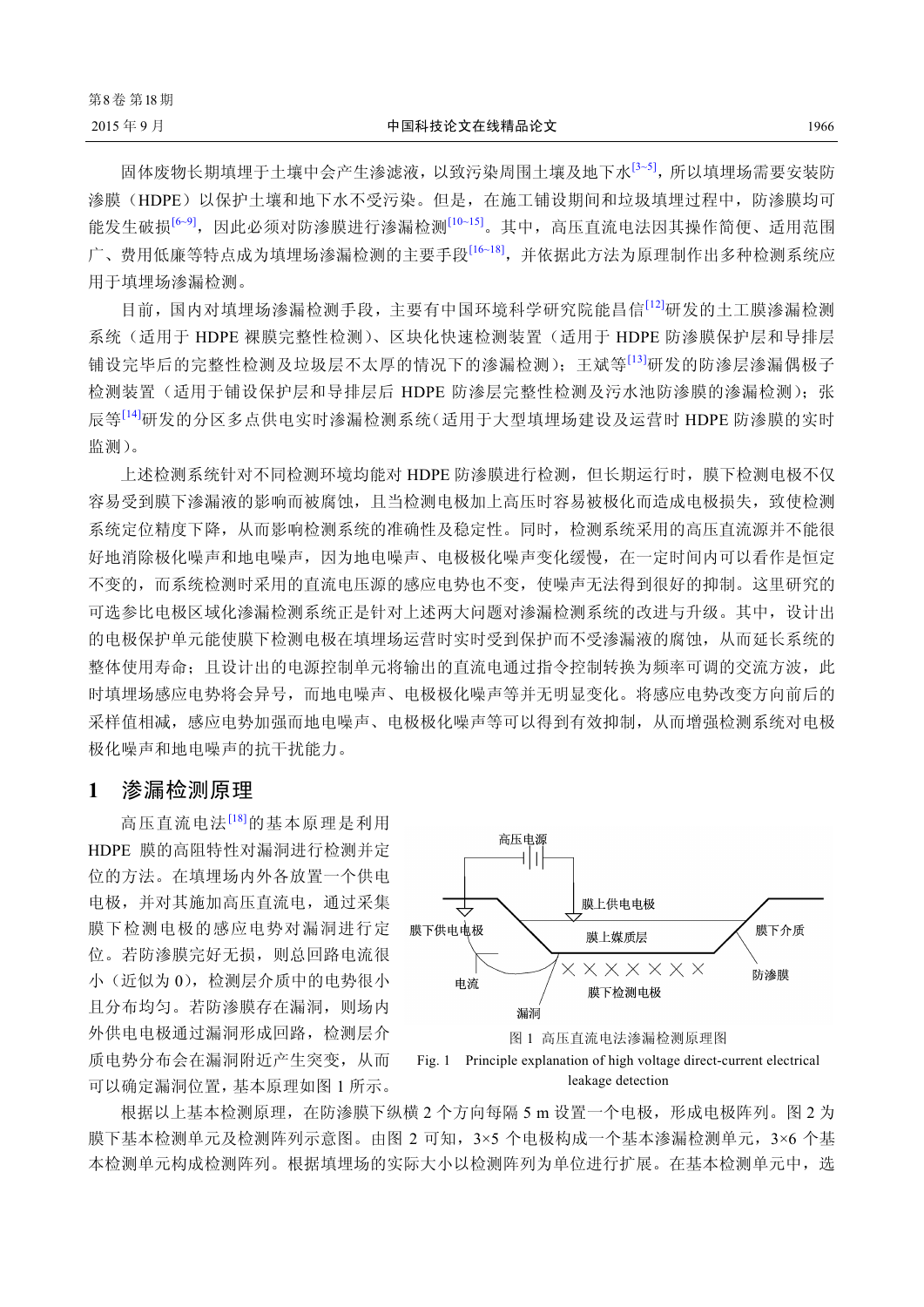固体废物长期填埋于土壤中会产生渗滤液，以致污染周围土壤及地下水[3~5]，所以填埋场需要安装防渗膜（HDPE）以保护土壤和地下水不受污染。但是，在施工铺设期间和垃圾填埋过程中，防渗膜均可能发生破损[6~9]，因此必须对防渗膜进行渗漏检测[10~15]。其中，高压直流电法因其操作简便、适用范围广、费用低廉等特点成为填埋场渗漏检测的主要手段[16~18]，并依据此方法为原理制作出多种检测系统应用于填埋场渗漏检测。

目前，国内对填埋场渗漏检测手段，主要有中国环境科学研究院能昌信[12]研发的土工膜渗漏检测系统（适用于 HDPE 裸膜完整性检测）、区块化快速检测装置（适用于 HDPE 防渗膜保护层和导排层铺设完毕后的完整性检测及垃圾层不太厚的情况下的渗漏检测）；王斌等[13]研发的防渗层渗漏偶极子检测装置（适用于铺设保护层和导排层后 HDPE 防渗层完整性检测及污水池防渗膜的渗漏检测）；张辰等[14]研发的分区多点供电实时渗漏检测系统（适用于大型填埋场建设及运营时 HDPE 防渗膜的实时监测）。

上述检测系统针对不同检测环境均能对 HDPE 防渗膜进行检测，但长期运行时，膜下检测电极不仅容易受到膜下渗漏液的影响而被腐蚀，且当检测电极加上高压时容易被极化而造成电极损失，致使检测系统定位精度下降，从而影响检测系统的准确性及稳定性。同时，检测系统采用的高压直流源并不能很好地消除极化噪声和地电噪声，因为地电噪声、电极极化噪声变化缓慢，在一定时间内可以看作是恒定不变的，而系统检测时采用的直流电压源的感应电势也不变，使噪声无法得到很好的抑制。这里研究的可选参比电极区域化渗漏检测系统正是针对上述两大问题对渗漏检测系统的改进与升级。其中，设计出的电极保护单元能使膜下检测电极在填埋场运营时实时受到保护而不受渗漏液的腐蚀，从而延长系统的整体使用寿命；且设计出的电源控制单元将输出的直流电通过指令控制转换为频率可调的交流方波，此时填埋场感应电势将会异号，而地电噪声、电极极化噪声等并无明显变化。将感应电势改变方向前后的采样值相减，感应电势加强而地电噪声、电极极化噪声等可以得到有效抑制，从而增强检测系统对电极极化噪声和地电噪声的抗干扰能力。

## 1 渗漏检测原理

高压直流电法[18]的基本原理是利用 HDPE 膜的高阻特性对漏洞进行检测并定位的方法。在填埋场内外各放置一个供电电极，并对其施加高压直流电，通过采集膜下检测电极的感应电势对漏洞进行定位。若防渗膜完好无损，则总回路电流很小（近似为 0），检测层介质中的电势很小且分布均匀。若防渗膜存在漏洞，则场内外供电电极通过漏洞形成回路，检测层介质电势分布会在漏洞附近产生突变，从而可以确定漏洞位置，基本原理如图 1 所示。

图 1 高压直流电法渗漏检测原理图

Fig. 1 Principle explanation of high voltage direct-current electrical leakage detection

根据以上基本检测原理，在防渗膜下纵横 2 个方向每隔 5 m 设置一个电极，形成电极阵列。图 2 为膜下基本检测单元及检测阵列示意图。由图 2 可知，3×5 个电极构成一个基本渗漏检测单元，3×6 个基本检测单元构成检测阵列。根据填埋场的实际大小以检测阵列为单位进行扩展。在基本检测单元中，选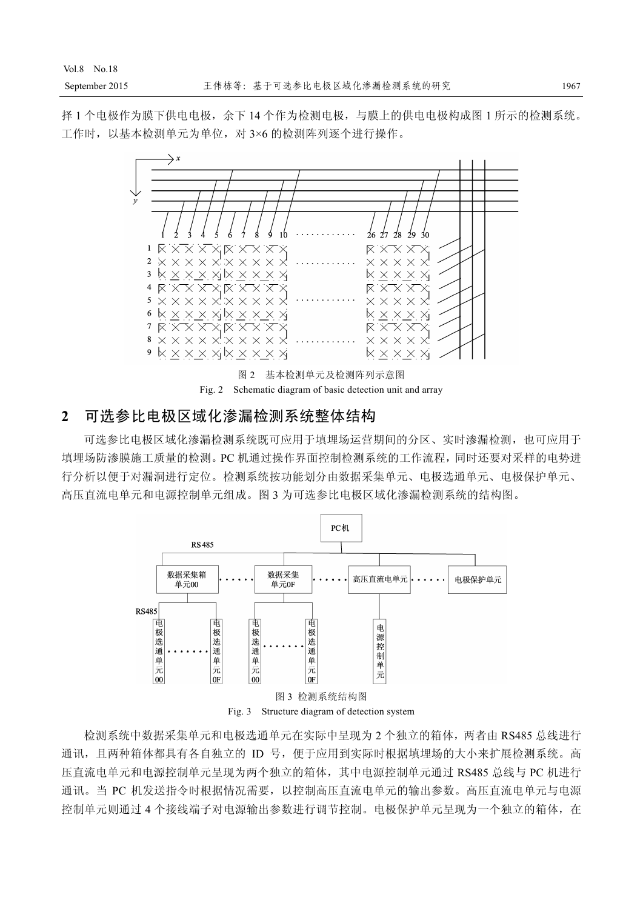择 1 个电极作为膜下供电电极，余下 14 个作为检测电极，与膜上的供电电极构成图 1 所示的检测系统。工作时，以基本检测单元为单位，对 3×6 的检测阵列逐个进行操作。

图 2　基本检测单元及检测阵列示意图

Fig. 2　Schematic diagram of basic detection unit and array

## 2　可选参比电极区域化渗漏检测系统整体结构

可选参比电极区域化渗漏检测系统既可应用于填埋场运营期间的分区、实时渗漏检测，也可应用于填埋场防渗膜施工质量的检测。PC 机通过操作界面控制检测系统的工作流程，同时还要对采样的电势进行分析以便于对漏洞进行定位。检测系统按功能划分由数据采集单元、电极选通单元、电极保护单元、高压直流电单元和电源控制单元组成。图 3 为可选参比电极区域化渗漏检测系统的结构图。

图 3　检测系统结构图

Fig. 3　Structure diagram of detection system

检测系统中数据采集单元和电极选通单元在实际中呈现为 2 个独立的箱体，两者由 RS485 总线进行通讯，且两种箱体都具有各自独立的 ID 号，便于应用到实际时根据填埋场的大小来扩展检测系统。高压直流电单元和电源控制单元呈现为两个独立的箱体，其中电源控制单元通过 RS485 总线与 PC 机进行通讯。当 PC 机发送指令时根据情况需要，以控制高压直流电单元的输出参数。高压直流电单元与电源控制单元则通过 4 个接线端子对电源输出参数进行调节控制。电极保护单元呈现为一个独立的箱体，在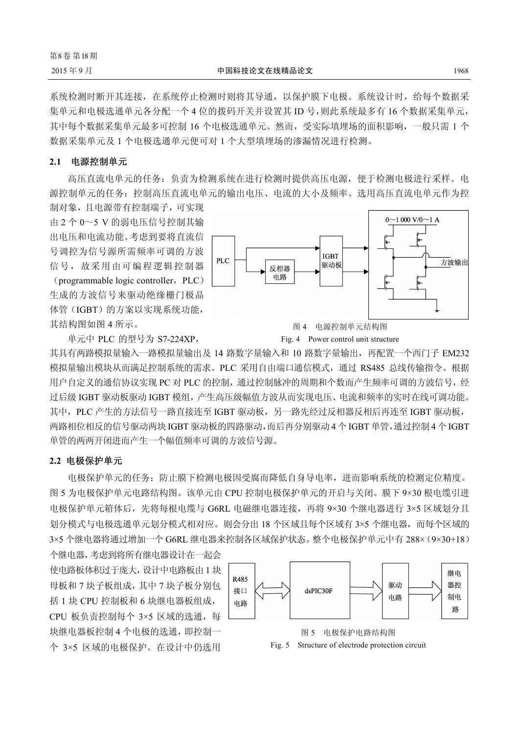系统检测时断开其连接，在系统停止检测时则将其导通，以保护膜下电极。系统设计时，给每个数据采集单元和电极选通单元各分配一个 4 位的拨码开关并设置其 ID 号，则此系统最多有 16 个数据采集单元，其中每个数据采集单元最多可控制 16 个电极选通单元。然而，受实际填埋场的面积影响，一般只需 1 个数据采集单元及 1 个电极选通单元便可对 1 个大型填埋场的渗漏情况进行检测。

### 2.1 电源控制单元

高压直流电单元的任务：负责为检测系统在进行检测时提供高压电源，便于检测电极进行采样。电源控制单元的任务：控制高压直流电单元的输出电压、电流的大小及频率。选用高压直流电单元作为控制对象，且电源带有控制端子，可实现由 2 个 0～5 V 的弱电压信号控制其输出电压和电流功能。考虑到要将直流信号调控为信号源所需频率可调的方波信号，故采用由可编程逻辑控制器（programmable logic controller，PLC）生成的方波信号来驱动绝缘栅门极晶体管（IGBT）的方案以实现系统功能，其结构图如图 4 所示。

图 4 电源控制单元结构图

Fig. 4 Power control unit structure

单元中 PLC 的型号为 S7-224XP，其具有两路模拟量输入一路模拟量输出及 14 路数字量输入和 10 路数字量输出，再配置一个西门子 EM232 模拟量输出模块从而满足控制系统的需求。PLC 采用自由端口通信模式，通过 RS485 总线传输指令。根据用户自定义的通信协议实现 PC 对 PLC 的控制，通过控制脉冲的周期和个数而产生频率可调的方波信号，经过后级 IGBT 驱动板驱动 IGBT 模组，产生高压级幅值方波从而实现电压、电流和频率的实时在线可调功能。其中，PLC 产生的方法信号一路直接连至 IGBT 驱动板，另一路先经过反相器反相后再连至 IGBT 驱动板，两路相位相反的信号驱动两块 IGBT 驱动板的四路驱动，而后再分别驱动 4 个 IGBT 单管，通过控制 4 个 IGBT 单管的两两开闭进而产生一个幅值频率可调的方波信号源。

### 2.2 电极保护单元

电极保护单元的任务：防止膜下检测电极因受腐而降低自身导电率，进而影响系统的检测定位精度。图 5 为电极保护单元电路结构图。该单元由 CPU 控制电极保护单元的开启与关闭。膜下 9×30 根电缆引进电极保护单元箱体后，先将每根电缆与 G6RL 电磁继电器连接，再将 9×30 个继电器进行 3×5 区域划分且划分模式与电极选通单元划分模式相对应。则会分出 18 个区域且每个区域有 3×5 个继电器，而每个区域的 3×5 个继电器将通过增加一个 G6RL 继电器来控制各区域保护状态。整个电极保护单元中有 288×（9×30+18）个继电器，考虑到将所有继电器设计在一起会使电路板体积过于庞大，设计中电路板由 1 块母板和 7 块子板组成，其中 7 块子板分别包括 1 块 CPU 控制板和 6 块继电器板组成，CPU 板负责控制每个 3×5 区域的选通，每块继电器板控制 4 个电极的选通，即控制一个 3×5 区域的电极保护。在设计中仍选用

图 5 电极保护电路结构图

Fig. 5 Structure of electrode protection circuit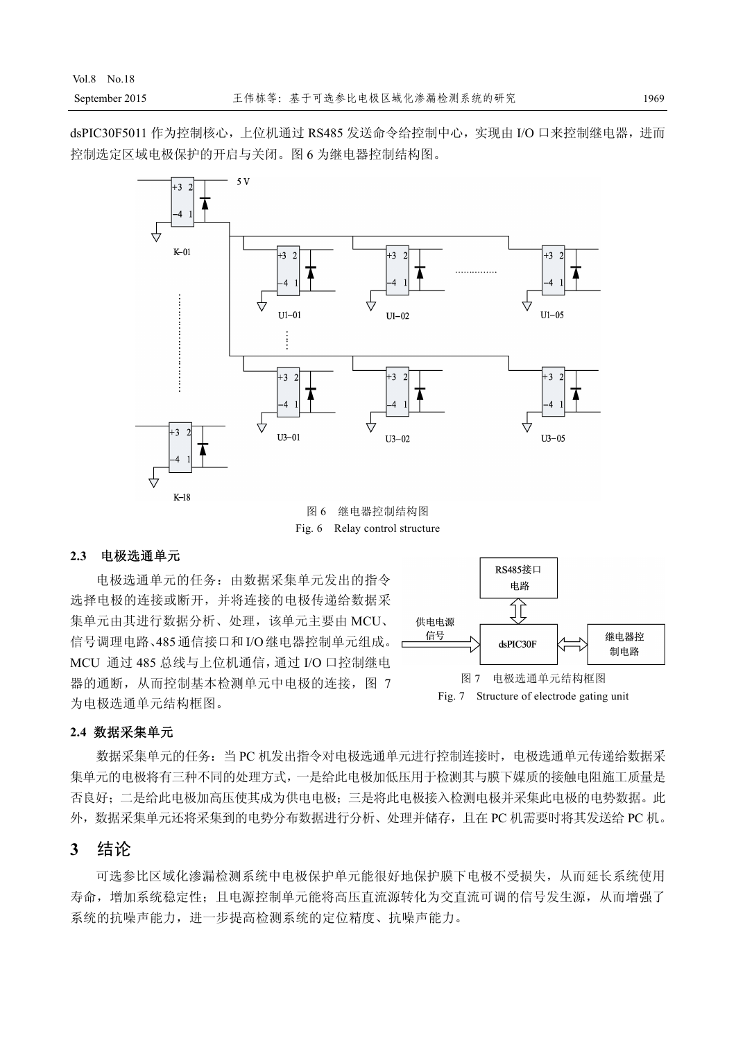dsPIC30F5011 作为控制核心，上位机通过 RS485 发送命令给控制中心，实现由 I/O 口来控制继电器，进而控制选定区域电极保护的开启与关闭。图 6 为继电器控制结构图。

图 6　继电器控制结构图

Fig. 6　Relay control structure

### 2.3　电极选通单元

电极选通单元的任务：由数据采集单元发出的指令选择电极的连接或断开，并将连接的电极传递给数据采集单元由其进行数据分析、处理，该单元主要由 MCU、信号调理电路、485 通信接口和 I/O 继电器控制单元组成。MCU 通过 485 总线与上位机通信，通过 I/O 口控制继电器的通断，从而控制基本检测单元中电极的连接，图 7 为电极选通单元结构框图。

图 7　电极选通单元结构框图

Fig. 7　Structure of electrode gating unit

### 2.4　数据采集单元

数据采集单元的任务：当 PC 机发出指令对电极选通单元进行控制连接时，电极选通单元传递给数据采集单元的电极将有三种不同的处理方式，一是给此电极加低压用于检测其与膜下媒质的接触电阻施工质量是否良好；二是给此电极加高压使其成为供电电极；三是将此电极接入检测电极并采集此电极的电势数据。此外，数据采集单元还将采集到的电势分布数据进行分析、处理并储存，且在 PC 机需要时将其发送给 PC 机。

## 3　结论

可选参比区域化渗漏检测系统中电极保护单元能很好地保护膜下电极不受损失，从而延长系统使用寿命，增加系统稳定性；且电源控制单元能将高压直流源转化为交直流可调的信号发生源，从而增强了系统的抗噪声能力，进一步提高检测系统的定位精度、抗噪声能力。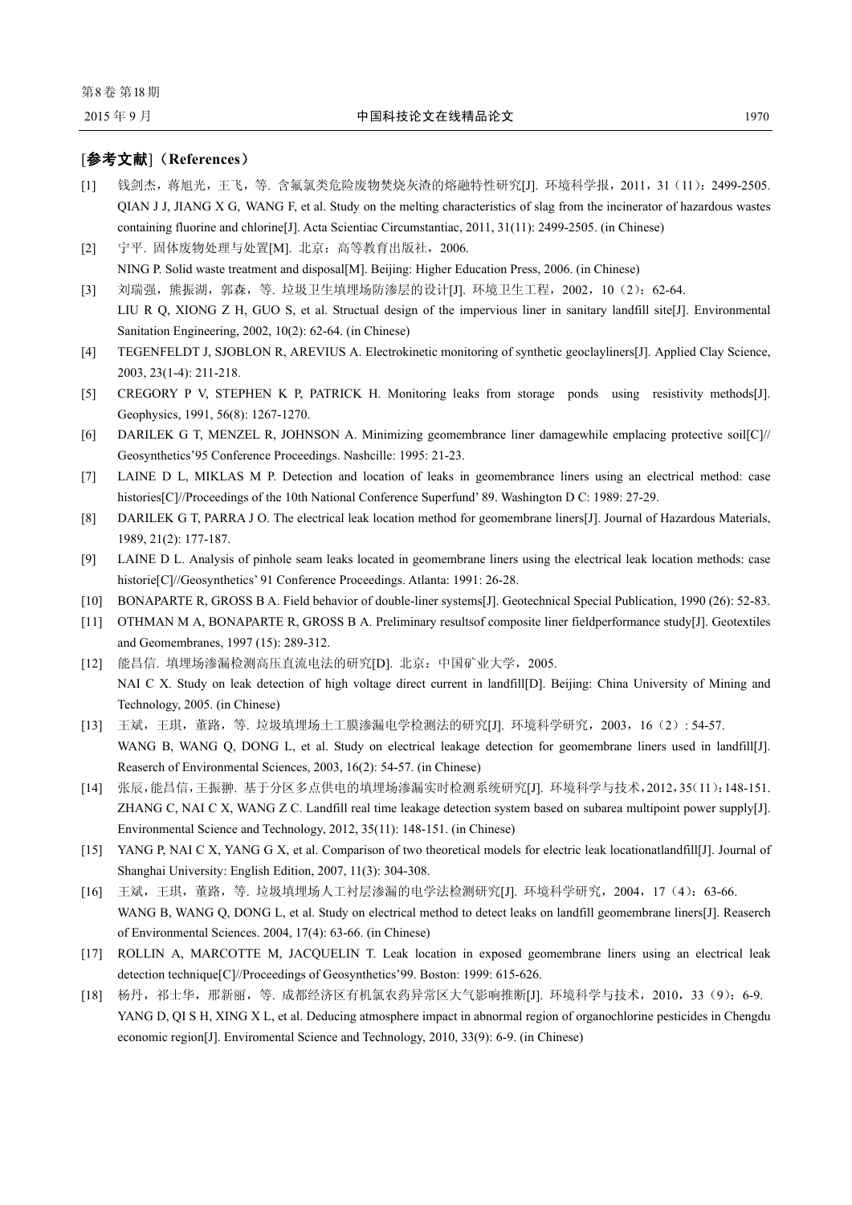## [参考文献]（References）

[1] 钱剑杰，蒋旭光，王飞，等. 含氟氯类危险废物焚烧灰渣的熔融特性研究[J]. 环境科学报，2011，31（11）：2499-2505.
QIAN J J, JIANG X G, WANG F, et al. Study on the melting characteristics of slag from the incinerator of hazardous wastes containing fluorine and chlorine[J]. Acta Scientiac Circumstantiac, 2011, 31(11): 2499-2505. (in Chinese)

[2] 宁平. 固体废物处理与处置[M]. 北京：高等教育出版社，2006.
NING P. Solid waste treatment and disposal[M]. Beijing: Higher Education Press, 2006. (in Chinese)

[3] 刘瑞强，熊振湖，郭森，等. 垃圾卫生填埋场防渗层的设计[J]. 环境卫生工程，2002，10（2）：62-64.
LIU R Q, XIONG Z H, GUO S, et al. Structual design of the impervious liner in sanitary landfill site[J]. Environmental Sanitation Engineering, 2002, 10(2): 62-64. (in Chinese)

[4] TEGENFELDT J, SJOBLON R, AREVIUS A. Electrokinetic monitoring of synthetic geoclayliners[J]. Applied Clay Science, 2003, 23(1-4): 211-218.

[5] CREGORY P V, STEPHEN K P, PATRICK H. Monitoring leaks from storage ponds using resistivity methods[J]. Geophysics, 1991, 56(8): 1267-1270.

[6] DARILEK G T, MENZEL R, JOHNSON A. Minimizing geomembrance liner damagewhile emplacing protective soil[C]// Geosynthetics'95 Conference Proceedings. Nashcille: 1995: 21-23.

[7] LAINE D L, MIKLAS M P. Detection and location of leaks in geomembrance liners using an electrical method: case histories[C]//Proceedings of the 10th National Conference Superfund' 89. Washington D C: 1989: 27-29.

[8] DARILEK G T, PARRA J O. The electrical leak location method for geomembrane liners[J]. Journal of Hazardous Materials, 1989, 21(2): 177-187.

[9] LAINE D L. Analysis of pinhole seam leaks located in geomembrane liners using the electrical leak location methods: case historie[C]//Geosynthetics' 91 Conference Proceedings. Atlanta: 1991: 26-28.

[10] BONAPARTE R, GROSS B A. Field behavior of double-liner systems[J]. Geotechnical Special Publication, 1990 (26): 52-83.

[11] OTHMAN M A, BONAPARTE R, GROSS B A. Preliminary resultsof composite liner fieldperformance study[J]. Geotextiles and Geomembranes, 1997 (15): 289-312.

[12] 能昌信. 填埋场渗漏检测高压直流电法的研究[D]. 北京：中国矿业大学，2005.
NAI C X. Study on leak detection of high voltage direct current in landfill[D]. Beijing: China University of Mining and Technology, 2005. (in Chinese)

[13] 王斌，王琪，董路，等. 垃圾填埋场土工膜渗漏电学检测法的研究[J]. 环境科学研究，2003，16（2）: 54-57.
WANG B, WANG Q, DONG L, et al. Study on electrical leakage detection for geomembrane liners used in landfill[J]. Reaserch of Environmental Sciences, 2003, 16(2): 54-57. (in Chinese)

[14] 张辰，能昌信，王振翀. 基于分区多点供电的填埋场渗漏实时检测系统研究[J]. 环境科学与技术，2012，35(11)：148-151.
ZHANG C, NAI C X, WANG Z C. Landfill real time leakage detection system based on subarea multipoint power supply[J]. Environmental Science and Technology, 2012, 35(11): 148-151. (in Chinese)

[15] YANG P, NAI C X, YANG G X, et al. Comparison of two theoretical models for electric leak locationatlandfill[J]. Journal of Shanghai University: English Edition, 2007, 11(3): 304-308.

[16] 王斌，王琪，董路，等. 垃圾填埋场人工衬层渗漏的电学法检测研究[J]. 环境科学研究，2004，17（4）：63-66.
WANG B, WANG Q, DONG L, et al. Study on electrical method to detect leaks on landfill geomembrane liners[J]. Reaserch of Environmental Sciences. 2004, 17(4): 63-66. (in Chinese)

[17] ROLLIN A, MARCOTTE M, JACQUELIN T. Leak location in exposed geomembrane liners using an electrical leak detection technique[C]//Proceedings of Geosynthetics'99. Boston: 1999: 615-626.

[18] 杨丹，祁士华，邢新丽，等. 成都经济区有机氯农药异常区大气影响推断[J]. 环境科学与技术，2010，33（9）：6-9.
YANG D, QI S H, XING X L, et al. Deducing atmosphere impact in abnormal region of organochlorine pesticides in Chengdu economic region[J]. Enviromental Science and Technology, 2010, 33(9): 6-9. (in Chinese)